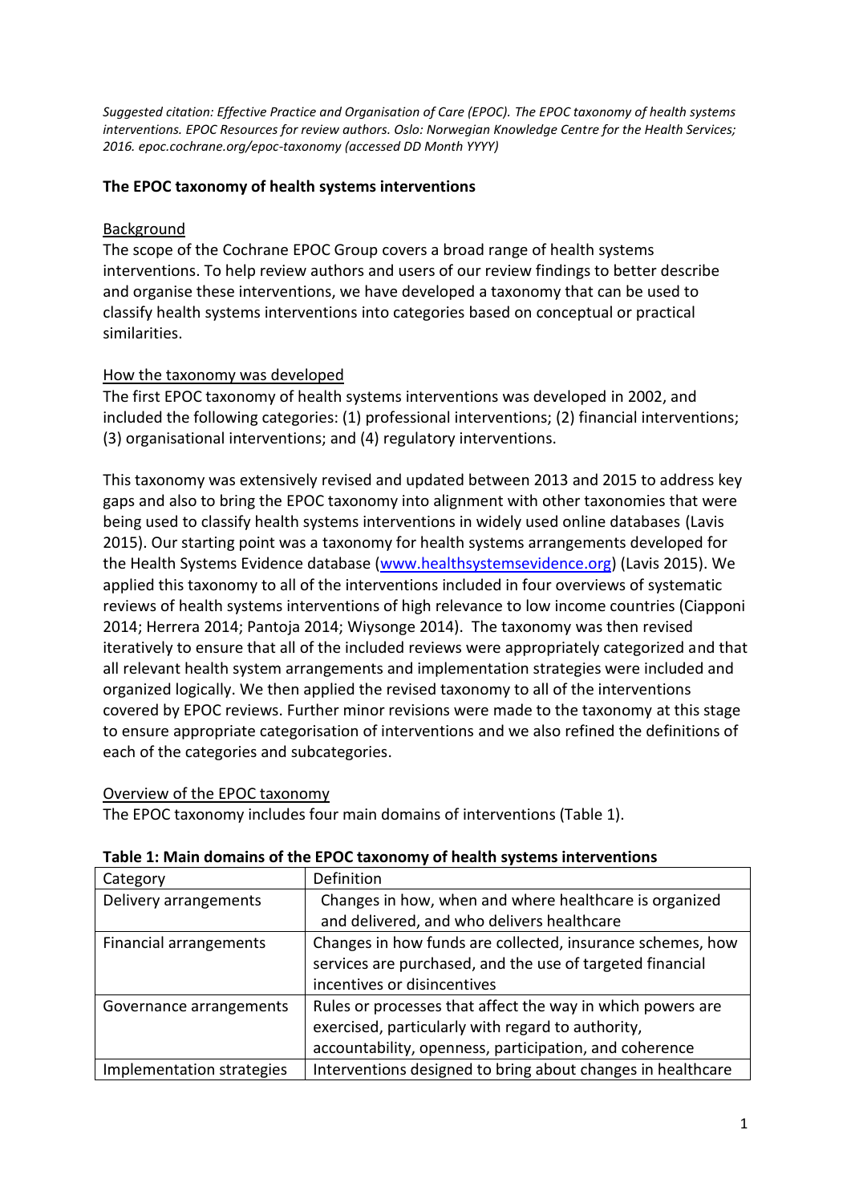*Suggested citation: Effective Practice and Organisation of Care (EPOC). The EPOC taxonomy of health systems interventions. EPOC Resources for review authors. Oslo: Norwegian Knowledge Centre for the Health Services; 2016. epoc.cochrane.org/epoc-taxonomy (accessed DD Month YYYY)*

## The EPOC taxonomy of health systems interventions

### Background

The scope of the Cochrane EPOC Group covers a broad range of health systems interventions. To help review authors and users of our review findings to better describe and organise these interventions, we have developed a taxonomy that can be used to classify health systems interventions into categories based on conceptual or practical similarities.

### How the taxonomy was developed

The first EPOC taxonomy of health systems interventions was developed in 2002, and included the following categories: (1) professional interventions; (2) financial interventions; (3) organisational interventions; and (4) regulatory interventions.

This taxonomy was extensively revised and updated between 2013 and 2015 to address key gaps and also to bring the EPOC taxonomy into alignment with other taxonomies that were being used to classify health systems interventions in widely used online databases (Lavis 2015). Our starting point was a taxonomy for health systems arrangements developed for the Health Systems Evidence database (www.healthsystemsevidence.org) (Lavis 2015). We applied this taxonomy to all of the interventions included in four overviews of systematic reviews of health systems interventions of high relevance to low income countries (Ciapponi 2014; Herrera 2014; Pantoja 2014; Wiysonge 2014). The taxonomy was then revised iteratively to ensure that all of the included reviews were appropriately categorized and that all relevant health system arrangements and implementation strategies were included and organized logically. We then applied the revised taxonomy to all of the interventions covered by EPOC reviews. Further minor revisions were made to the taxonomy at this stage to ensure appropriate categorisation of interventions and we also refined the definitions of each of the categories and subcategories.

### Overview of the EPOC taxonomy

The EPOC taxonomy includes four main domains of interventions (Table 1).

**Table 1: Main domains of the EPOC taxonomy of health systems interventions**

| Category | Definition |
|---|---|
| Delivery arrangements | Changes in how, when and where healthcare is organized and delivered, and who delivers healthcare |
| Financial arrangements | Changes in how funds are collected, insurance schemes, how services are purchased, and the use of targeted financial incentives or disincentives |
| Governance arrangements | Rules or processes that affect the way in which powers are exercised, particularly with regard to authority, accountability, openness, participation, and coherence |
| Implementation strategies | Interventions designed to bring about changes in healthcare |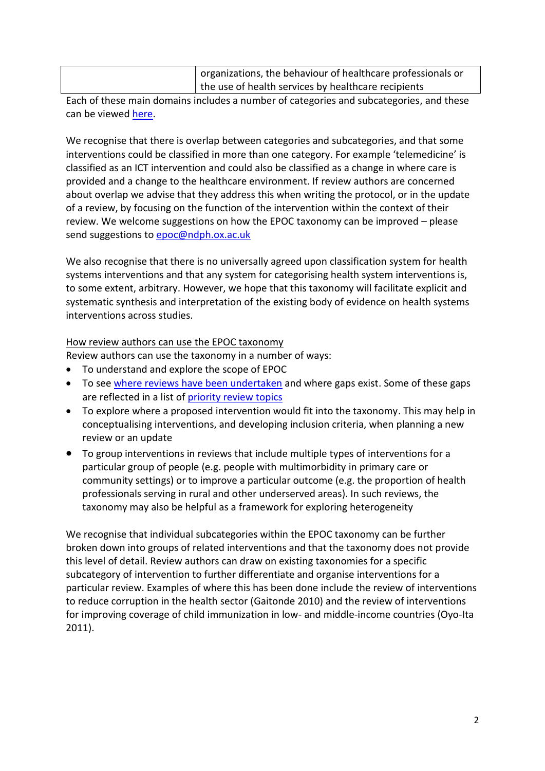| | organizations, the behaviour of healthcare professionals or the use of health services by healthcare recipients |
|---|---|

Each of these main domains includes a number of categories and subcategories, and these can be viewed here.

We recognise that there is overlap between categories and subcategories, and that some interventions could be classified in more than one category. For example 'telemedicine' is classified as an ICT intervention and could also be classified as a change in where care is provided and a change to the healthcare environment. If review authors are concerned about overlap we advise that they address this when writing the protocol, or in the update of a review, by focusing on the function of the intervention within the context of their review. We welcome suggestions on how the EPOC taxonomy can be improved – please send suggestions to epoc@ndph.ox.ac.uk

We also recognise that there is no universally agreed upon classification system for health systems interventions and that any system for categorising health system interventions is, to some extent, arbitrary. However, we hope that this taxonomy will facilitate explicit and systematic synthesis and interpretation of the existing body of evidence on health systems interventions across studies.

How review authors can use the EPOC taxonomy

Review authors can use the taxonomy in a number of ways:

- To understand and explore the scope of EPOC
- To see where reviews have been undertaken and where gaps exist. Some of these gaps are reflected in a list of priority review topics
- To explore where a proposed intervention would fit into the taxonomy. This may help in conceptualising interventions, and developing inclusion criteria, when planning a new review or an update
- To group interventions in reviews that include multiple types of interventions for a particular group of people (e.g. people with multimorbidity in primary care or community settings) or to improve a particular outcome (e.g. the proportion of health professionals serving in rural and other underserved areas). In such reviews, the taxonomy may also be helpful as a framework for exploring heterogeneity

We recognise that individual subcategories within the EPOC taxonomy can be further broken down into groups of related interventions and that the taxonomy does not provide this level of detail. Review authors can draw on existing taxonomies for a specific subcategory of intervention to further differentiate and organise interventions for a particular review. Examples of where this has been done include the review of interventions to reduce corruption in the health sector (Gaitonde 2010) and the review of interventions for improving coverage of child immunization in low- and middle-income countries (Oyo-Ita 2011).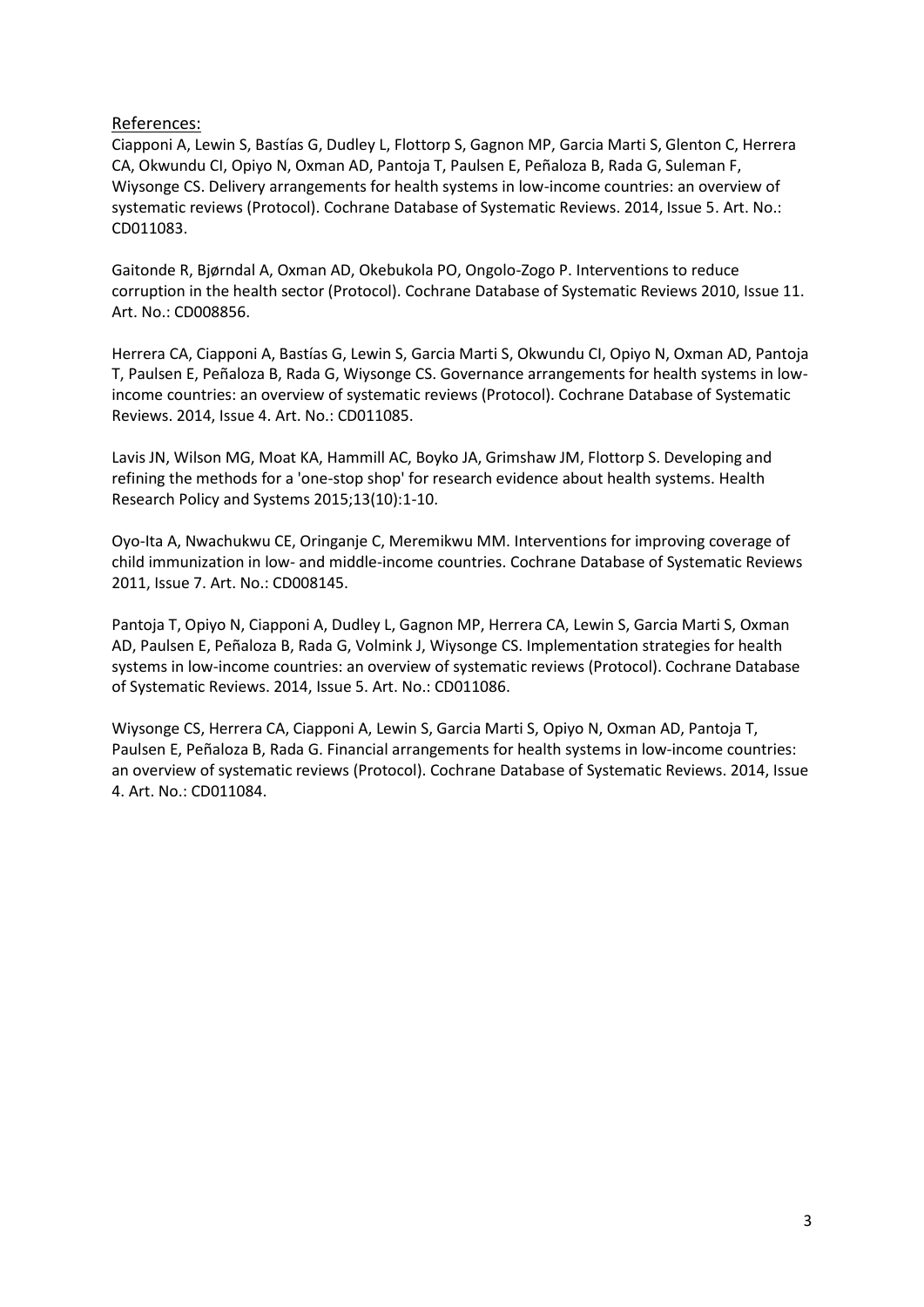References:

Ciapponi A, Lewin S, Bastías G, Dudley L, Flottorp S, Gagnon MP, Garcia Marti S, Glenton C, Herrera CA, Okwundu CI, Opiyo N, Oxman AD, Pantoja T, Paulsen E, Peñaloza B, Rada G, Suleman F, Wiysonge CS. Delivery arrangements for health systems in low-income countries: an overview of systematic reviews (Protocol). Cochrane Database of Systematic Reviews. 2014, Issue 5. Art. No.: CD011083.

Gaitonde R, Bjørndal A, Oxman AD, Okebukola PO, Ongolo-Zogo P. Interventions to reduce corruption in the health sector (Protocol). Cochrane Database of Systematic Reviews 2010, Issue 11. Art. No.: CD008856.

Herrera CA, Ciapponi A, Bastías G, Lewin S, Garcia Marti S, Okwundu CI, Opiyo N, Oxman AD, Pantoja T, Paulsen E, Peñaloza B, Rada G, Wiysonge CS. Governance arrangements for health systems in low-income countries: an overview of systematic reviews (Protocol). Cochrane Database of Systematic Reviews. 2014, Issue 4. Art. No.: CD011085.

Lavis JN, Wilson MG, Moat KA, Hammill AC, Boyko JA, Grimshaw JM, Flottorp S. Developing and refining the methods for a 'one-stop shop' for research evidence about health systems. Health Research Policy and Systems 2015;13(10):1-10.

Oyo-Ita A, Nwachukwu CE, Oringanje C, Meremikwu MM. Interventions for improving coverage of child immunization in low- and middle-income countries. Cochrane Database of Systematic Reviews 2011, Issue 7. Art. No.: CD008145.

Pantoja T, Opiyo N, Ciapponi A, Dudley L, Gagnon MP, Herrera CA, Lewin S, Garcia Marti S, Oxman AD, Paulsen E, Peñaloza B, Rada G, Volmink J, Wiysonge CS. Implementation strategies for health systems in low-income countries: an overview of systematic reviews (Protocol). Cochrane Database of Systematic Reviews. 2014, Issue 5. Art. No.: CD011086.

Wiysonge CS, Herrera CA, Ciapponi A, Lewin S, Garcia Marti S, Opiyo N, Oxman AD, Pantoja T, Paulsen E, Peñaloza B, Rada G. Financial arrangements for health systems in low-income countries: an overview of systematic reviews (Protocol). Cochrane Database of Systematic Reviews. 2014, Issue 4. Art. No.: CD011084.